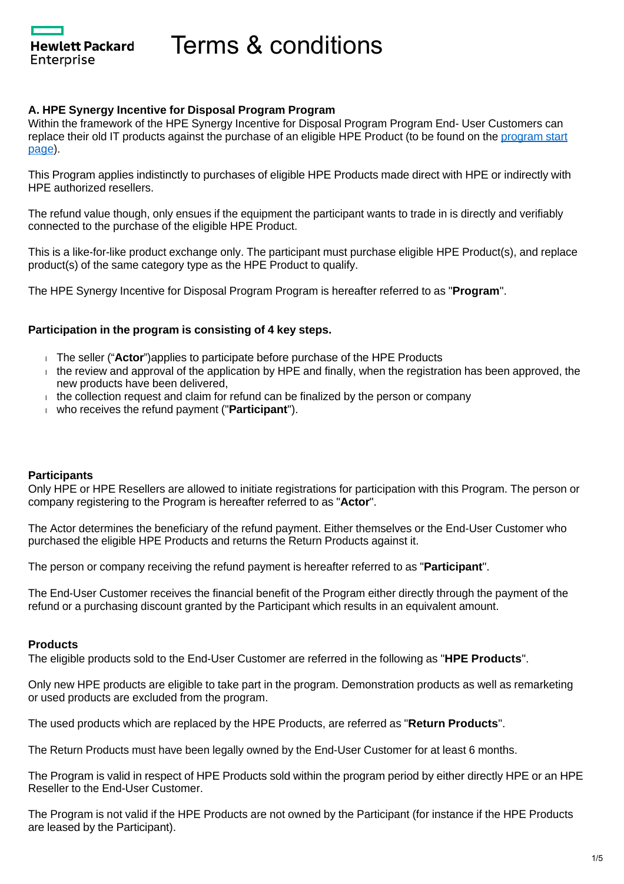# Terms & conditions

### A. HPE Synergy Incentive for Disposal Program Program

Within the framework of the HPE Synergy Incentive for Disposal Program Program End- User Customers can replace their old IT products against the purchase of an eligible HPE Product (to be found on the program start page).

This Program applies indistinctly to purchases of eligible HPE Products made direct with HPE or indirectly with HPE authorized resellers.

The refund value though, only ensues if the equipment the participant wants to trade in is directly and verifiably connected to the purchase of the eligible HPE Product.

This is a like-for-like product exchange only. The participant must purchase eligible HPE Product(s), and replace product(s) of the same category type as the HPE Product to qualify.

The HPE Synergy Incentive for Disposal Program Program is hereafter referred to as "**Program**".

**Participation in the program is consisting of 4 key steps.**

- The seller ("**Actor**")applies to participate before purchase of the HPE Products
- the review and approval of the application by HPE and finally, when the registration has been approved, the new products have been delivered,
- the collection request and claim for refund can be finalized by the person or company
- who receives the refund payment ("**Participant**").

**Participants**

Only HPE or HPE Resellers are allowed to initiate registrations for participation with this Program. The person or company registering to the Program is hereafter referred to as "**Actor**".

The Actor determines the beneficiary of the refund payment. Either themselves or the End-User Customer who purchased the eligible HPE Products and returns the Return Products against it.

The person or company receiving the refund payment is hereafter referred to as "**Participant**".

The End-User Customer receives the financial benefit of the Program either directly through the payment of the refund or a purchasing discount granted by the Participant which results in an equivalent amount.

**Products**

The eligible products sold to the End-User Customer are referred in the following as "**HPE Products**".

Only new HPE products are eligible to take part in the program. Demonstration products as well as remarketing or used products are excluded from the program.

The used products which are replaced by the HPE Products, are referred as "**Return Products**".

The Return Products must have been legally owned by the End-User Customer for at least 6 months.

The Program is valid in respect of HPE Products sold within the program period by either directly HPE or an HPE Reseller to the End-User Customer.

The Program is not valid if the HPE Products are not owned by the Participant (for instance if the HPE Products are leased by the Participant).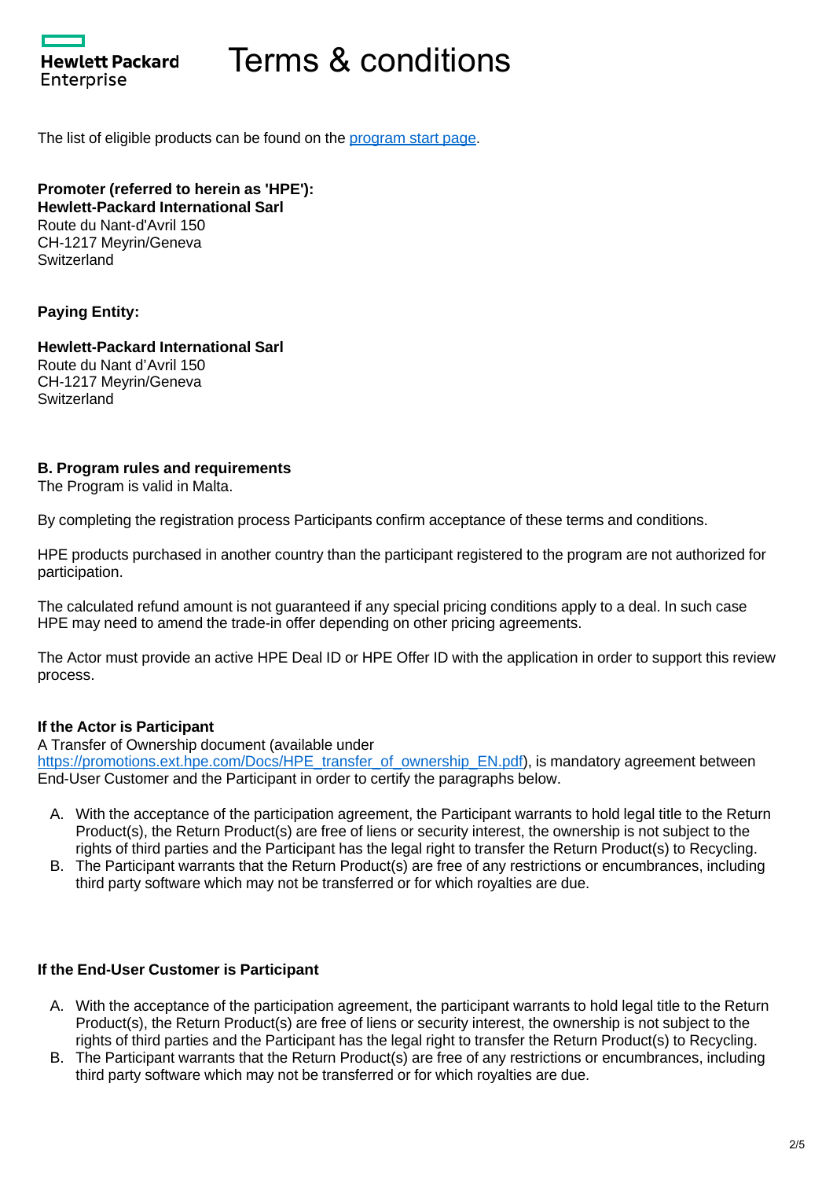# Terms & conditions

The list of eligible products can be found on the [program start page](program start page).

**Promoter (referred to herein as 'HPE'):**
**Hewlett-Packard International Sarl**
Route du Nant-d'Avril 150
CH-1217 Meyrin/Geneva
Switzerland

**Paying Entity:**

**Hewlett-Packard International Sarl**
Route du Nant d'Avril 150
CH-1217 Meyrin/Geneva
Switzerland

**B. Program rules and requirements**
The Program is valid in Malta.

By completing the registration process Participants confirm acceptance of these terms and conditions.

HPE products purchased in another country than the participant registered to the program are not authorized for participation.

The calculated refund amount is not guaranteed if any special pricing conditions apply to a deal. In such case HPE may need to amend the trade-in offer depending on other pricing agreements.

The Actor must provide an active HPE Deal ID or HPE Offer ID with the application in order to support this review process.

**If the Actor is Participant**
A Transfer of Ownership document (available under https://promotions.ext.hpe.com/Docs/HPE_transfer_of_ownership_EN.pdf), is mandatory agreement between End-User Customer and the Participant in order to certify the paragraphs below.

A. With the acceptance of the participation agreement, the Participant warrants to hold legal title to the Return Product(s), the Return Product(s) are free of liens or security interest, the ownership is not subject to the rights of third parties and the Participant has the legal right to transfer the Return Product(s) to Recycling.
B. The Participant warrants that the Return Product(s) are free of any restrictions or encumbrances, including third party software which may not be transferred or for which royalties are due.

**If the End-User Customer is Participant**

A. With the acceptance of the participation agreement, the participant warrants to hold legal title to the Return Product(s), the Return Product(s) are free of liens or security interest, the ownership is not subject to the rights of third parties and the Participant has the legal right to transfer the Return Product(s) to Recycling.
B. The Participant warrants that the Return Product(s) are free of any restrictions or encumbrances, including third party software which may not be transferred or for which royalties are due.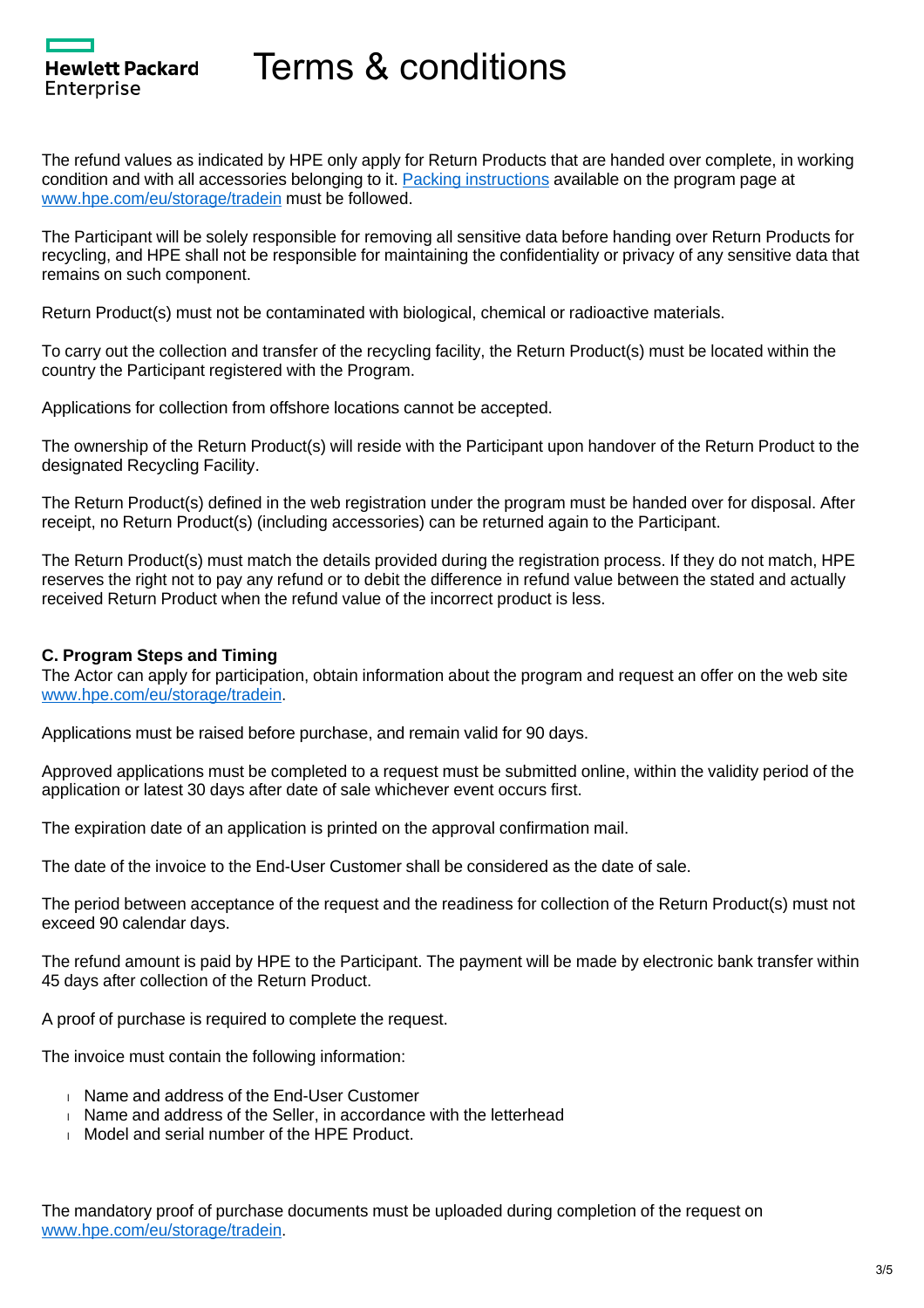The refund values as indicated by HPE only apply for Return Products that are handed over complete, in working condition and with all accessories belonging to it. [Packing instructions](#) available on the program page at [www.hpe.com/eu/storage/tradein](http://www.hpe.com/eu/storage/tradein) must be followed.

The Participant will be solely responsible for removing all sensitive data before handing over Return Products for recycling, and HPE shall not be responsible for maintaining the confidentiality or privacy of any sensitive data that remains on such component.

Return Product(s) must not be contaminated with biological, chemical or radioactive materials.

To carry out the collection and transfer of the recycling facility, the Return Product(s) must be located within the country the Participant registered with the Program.

Applications for collection from offshore locations cannot be accepted.

The ownership of the Return Product(s) will reside with the Participant upon handover of the Return Product to the designated Recycling Facility.

The Return Product(s) defined in the web registration under the program must be handed over for disposal. After receipt, no Return Product(s) (including accessories) can be returned again to the Participant.

The Return Product(s) must match the details provided during the registration process. If they do not match, HPE reserves the right not to pay any refund or to debit the difference in refund value between the stated and actually received Return Product when the refund value of the incorrect product is less.

**C. Program Steps and Timing**

The Actor can apply for participation, obtain information about the program and request an offer on the web site [www.hpe.com/eu/storage/tradein](http://www.hpe.com/eu/storage/tradein).

Applications must be raised before purchase, and remain valid for 90 days.

Approved applications must be completed to a request must be submitted online, within the validity period of the application or latest 30 days after date of sale whichever event occurs first.

The expiration date of an application is printed on the approval confirmation mail.

The date of the invoice to the End-User Customer shall be considered as the date of sale.

The period between acceptance of the request and the readiness for collection of the Return Product(s) must not exceed 90 calendar days.

The refund amount is paid by HPE to the Participant. The payment will be made by electronic bank transfer within 45 days after collection of the Return Product.

A proof of purchase is required to complete the request.

The invoice must contain the following information:

- Name and address of the End-User Customer
- Name and address of the Seller, in accordance with the letterhead
- Model and serial number of the HPE Product.

The mandatory proof of purchase documents must be uploaded during completion of the request on [www.hpe.com/eu/storage/tradein](http://www.hpe.com/eu/storage/tradein).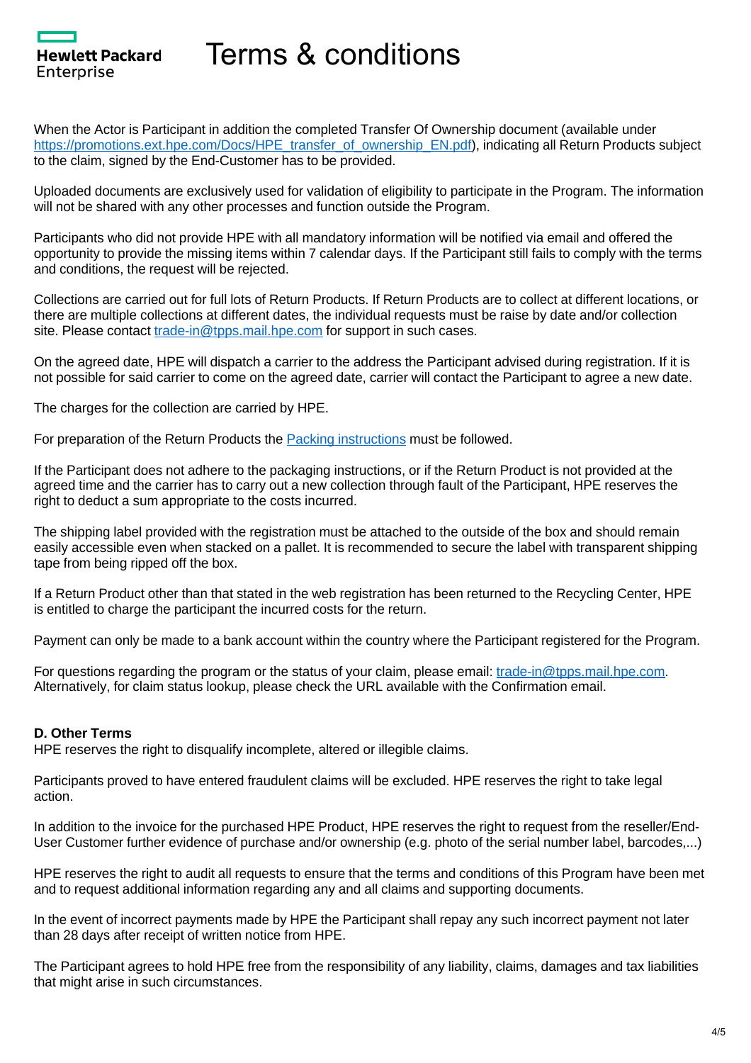When the Actor is Participant in addition the completed Transfer Of Ownership document (available under [https://promotions.ext.hpe.com/Docs/HPE_transfer_of_ownership_EN.pdf](https://promotions.ext.hpe.com/Docs/HPE_transfer_of_ownership_EN.pdf)), indicating all Return Products subject to the claim, signed by the End-Customer has to be provided.

Uploaded documents are exclusively used for validation of eligibility to participate in the Program. The information will not be shared with any other processes and function outside the Program.

Participants who did not provide HPE with all mandatory information will be notified via email and offered the opportunity to provide the missing items within 7 calendar days. If the Participant still fails to comply with the terms and conditions, the request will be rejected.

Collections are carried out for full lots of Return Products. If Return Products are to collect at different locations, or there are multiple collections at different dates, the individual requests must be raise by date and/or collection site. Please contact [trade-in@tpps.mail.hpe.com](mailto:trade-in@tpps.mail.hpe.com) for support in such cases.

On the agreed date, HPE will dispatch a carrier to the address the Participant advised during registration. If it is not possible for said carrier to come on the agreed date, carrier will contact the Participant to agree a new date.

The charges for the collection are carried by HPE.

For preparation of the Return Products the Packing instructions must be followed.

If the Participant does not adhere to the packaging instructions, or if the Return Product is not provided at the agreed time and the carrier has to carry out a new collection through fault of the Participant, HPE reserves the right to deduct a sum appropriate to the costs incurred.

The shipping label provided with the registration must be attached to the outside of the box and should remain easily accessible even when stacked on a pallet. It is recommended to secure the label with transparent shipping tape from being ripped off the box.

If a Return Product other than that stated in the web registration has been returned to the Recycling Center, HPE is entitled to charge the participant the incurred costs for the return.

Payment can only be made to a bank account within the country where the Participant registered for the Program.

For questions regarding the program or the status of your claim, please email: [trade-in@tpps.mail.hpe.com](mailto:trade-in@tpps.mail.hpe.com). Alternatively, for claim status lookup, please check the URL available with the Confirmation email.

**D. Other Terms**

HPE reserves the right to disqualify incomplete, altered or illegible claims.

Participants proved to have entered fraudulent claims will be excluded. HPE reserves the right to take legal action.

In addition to the invoice for the purchased HPE Product, HPE reserves the right to request from the reseller/End-User Customer further evidence of purchase and/or ownership (e.g. photo of the serial number label, barcodes,...)

HPE reserves the right to audit all requests to ensure that the terms and conditions of this Program have been met and to request additional information regarding any and all claims and supporting documents.

In the event of incorrect payments made by HPE the Participant shall repay any such incorrect payment not later than 28 days after receipt of written notice from HPE.

The Participant agrees to hold HPE free from the responsibility of any liability, claims, damages and tax liabilities that might arise in such circumstances.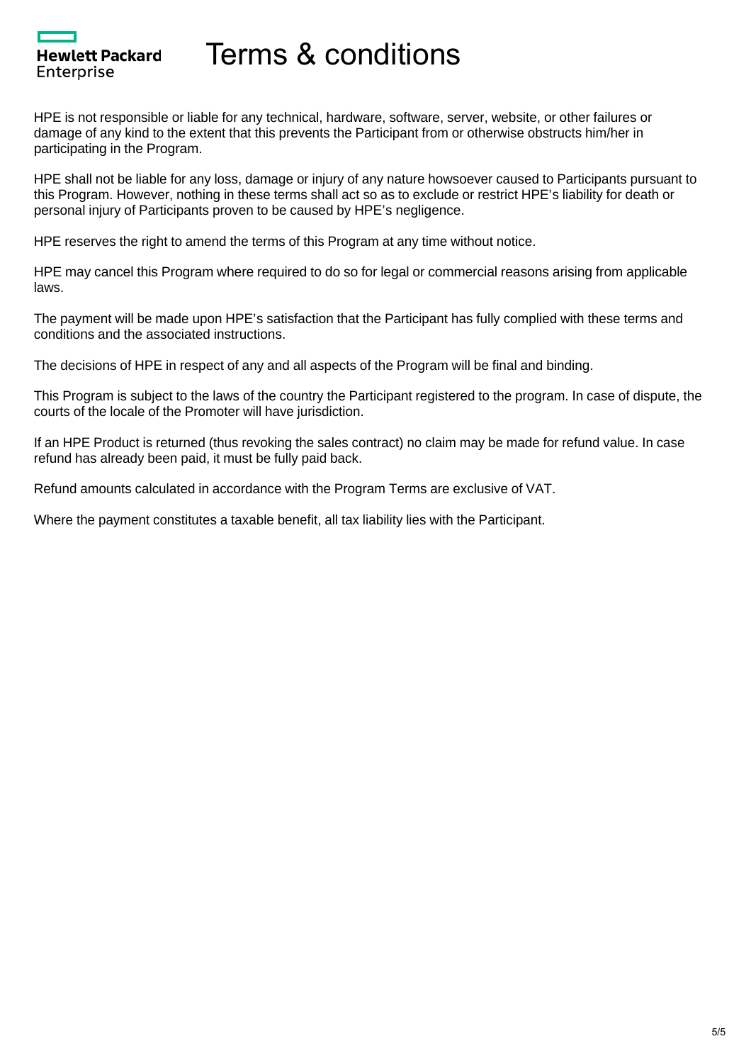# Terms & conditions

HPE is not responsible or liable for any technical, hardware, software, server, website, or other failures or damage of any kind to the extent that this prevents the Participant from or otherwise obstructs him/her in participating in the Program.

HPE shall not be liable for any loss, damage or injury of any nature howsoever caused to Participants pursuant to this Program. However, nothing in these terms shall act so as to exclude or restrict HPE's liability for death or personal injury of Participants proven to be caused by HPE's negligence.

HPE reserves the right to amend the terms of this Program at any time without notice.

HPE may cancel this Program where required to do so for legal or commercial reasons arising from applicable laws.

The payment will be made upon HPE's satisfaction that the Participant has fully complied with these terms and conditions and the associated instructions.

The decisions of HPE in respect of any and all aspects of the Program will be final and binding.

This Program is subject to the laws of the country the Participant registered to the program. In case of dispute, the courts of the locale of the Promoter will have jurisdiction.

If an HPE Product is returned (thus revoking the sales contract) no claim may be made for refund value. In case refund has already been paid, it must be fully paid back.

Refund amounts calculated in accordance with the Program Terms are exclusive of VAT.

Where the payment constitutes a taxable benefit, all tax liability lies with the Participant.